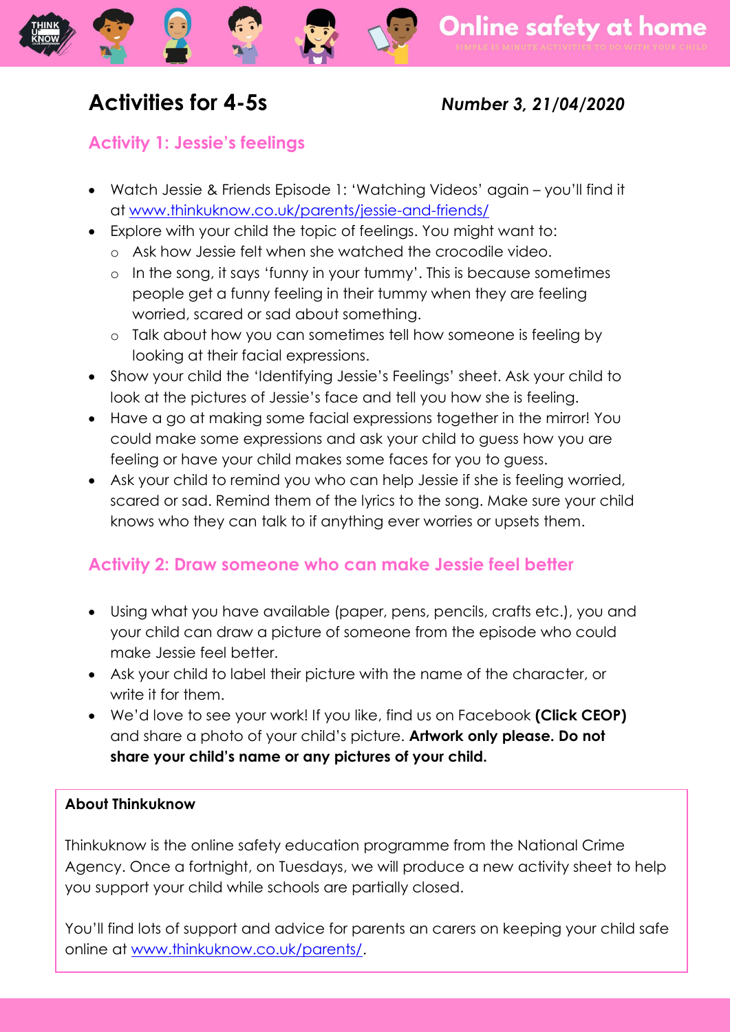# Online safety at home

SIMPLE 15 MINUTE ACTIVITIES TO DO WITH YOUR CHILD

## Activities for 4-5s

***Number 3, 21/04/2020***

### Activity 1: Jessie's feelings

- Watch Jessie & Friends Episode 1: 'Watching Videos' again – you'll find it at www.thinkuknow.co.uk/parents/jessie-and-friends/
- Explore with your child the topic of feelings. You might want to:
  - Ask how Jessie felt when she watched the crocodile video.
  - In the song, it says 'funny in your tummy'. This is because sometimes people get a funny feeling in their tummy when they are feeling worried, scared or sad about something.
  - Talk about how you can sometimes tell how someone is feeling by looking at their facial expressions.
- Show your child the 'Identifying Jessie's Feelings' sheet. Ask your child to look at the pictures of Jessie's face and tell you how she is feeling.
- Have a go at making some facial expressions together in the mirror! You could make some expressions and ask your child to guess how you are feeling or have your child makes some faces for you to guess.
- Ask your child to remind you who can help Jessie if she is feeling worried, scared or sad. Remind them of the lyrics to the song. Make sure your child knows who they can talk to if anything ever worries or upsets them.

### Activity 2: Draw someone who can make Jessie feel better

- Using what you have available (paper, pens, pencils, crafts etc.), you and your child can draw a picture of someone from the episode who could make Jessie feel better.
- Ask your child to label their picture with the name of the character, or write it for them.
- We'd love to see your work! If you like, find us on Facebook **(Click CEOP)** and share a photo of your child's picture. **Artwork only please. Do not share your child's name or any pictures of your child.**

**About Thinkuknow**

Thinkuknow is the online safety education programme from the National Crime Agency. Once a fortnight, on Tuesdays, we will produce a new activity sheet to help you support your child while schools are partially closed.

You'll find lots of support and advice for parents an carers on keeping your child safe online at www.thinkuknow.co.uk/parents/.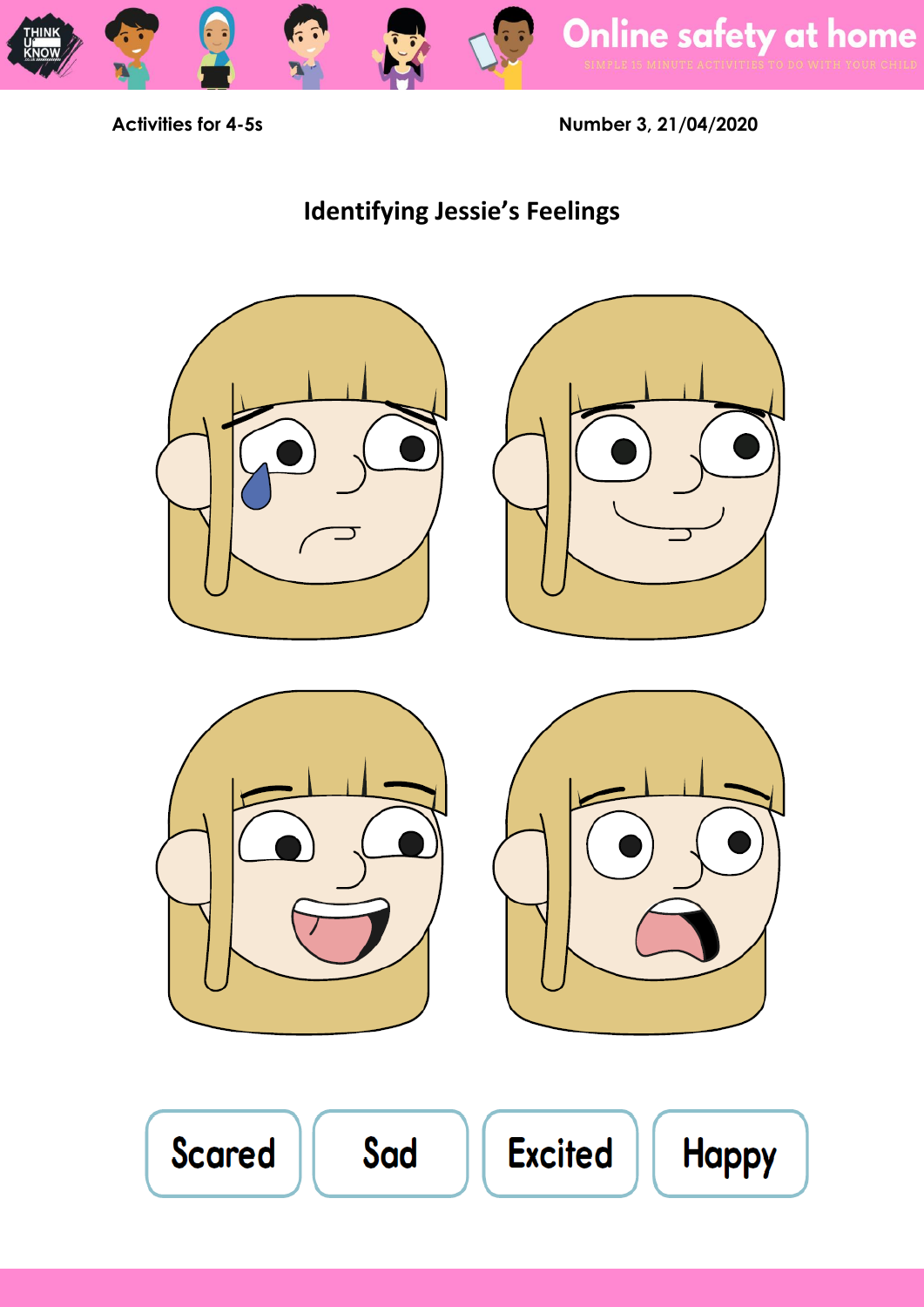Activities for 4-5s

Number 3, 21/04/2020

## Identifying Jessie's Feelings

Scared

Sad

Excited

Happy